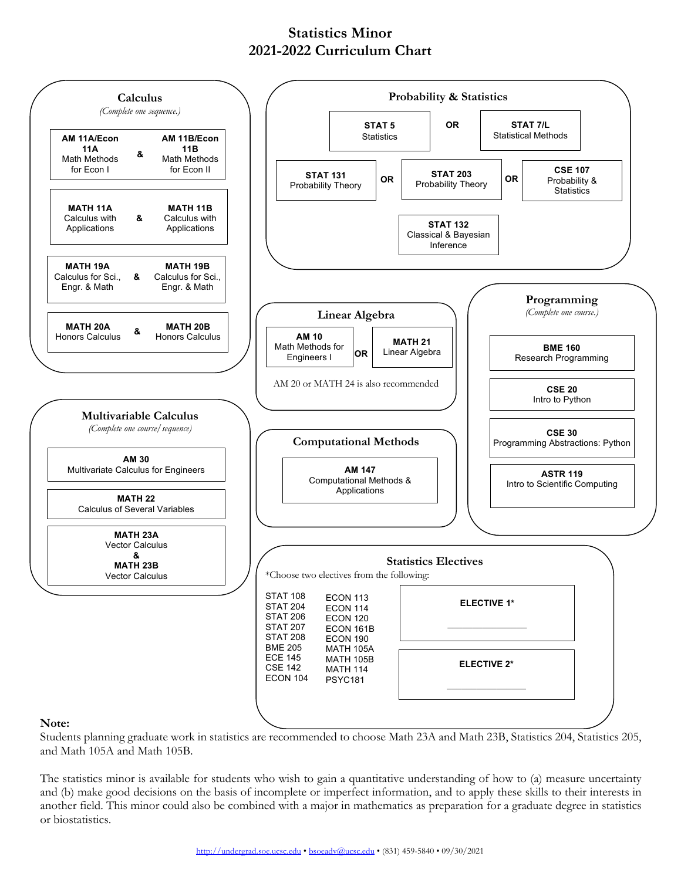# Statistics Minor
# 2021-2022 Curriculum Chart

## Calculus

*(Complete one sequence.)*

- **AM 11A/Econ 11A** Math Methods for Econ I & **AM 11B/Econ 11B** Math Methods for Econ II
- **MATH 11A** Calculus with Applications & **MATH 11B** Calculus with Applications
- **MATH 19A** Calculus for Sci., Engr. & Math & **MATH 19B** Calculus for Sci., Engr. & Math
- **MATH 20A** Honors Calculus & **MATH 20B** Honors Calculus

## Probability & Statistics

- **STAT 5** Statistics OR **STAT 7/L** Statistical Methods
- **STAT 131** Probability Theory OR **STAT 203** Probability Theory OR **CSE 107** Probability & Statistics
- **STAT 132** Classical & Bayesian Inference

## Multivariable Calculus

*(Complete one course/sequence)*

- **AM 30** Multivariate Calculus for Engineers
- **MATH 22** Calculus of Several Variables
- **MATH 23A** Vector Calculus & **MATH 23B** Vector Calculus

## Linear Algebra

- **AM 10** Math Methods for Engineers I OR **MATH 21** Linear Algebra

AM 20 or MATH 24 is also recommended

## Programming

*(Complete one course.)*

- **BME 160** Research Programming
- **CSE 20** Intro to Python
- **CSE 30** Programming Abstractions: Python
- **ASTR 119** Intro to Scientific Computing

## Computational Methods

- **AM 147** Computational Methods & Applications

## Statistics Electives

*Choose two electives from the following:

| | |
|---|---|
| STAT 108 | ECON 113 |
| STAT 204 | ECON 114 |
| STAT 206 | ECON 120 |
| STAT 207 | ECON 161B |
| STAT 208 | ECON 190 |
| BME 205 | MATH 105A |
| ECE 145 | MATH 105B |
| CSE 142 | MATH 114 |
| ECON 104 | PSYC181 |

**ELECTIVE 1*** ____________

**ELECTIVE 2*** ____________

**Note:**
Students planning graduate work in statistics are recommended to choose Math 23A and Math 23B, Statistics 204, Statistics 205, and Math 105A and Math 105B.

The statistics minor is available for students who wish to gain a quantitative understanding of how to (a) measure uncertainty and (b) make good decisions on the basis of incomplete or imperfect information, and to apply these skills to their interests in another field. This minor could also be combined with a major in mathematics as preparation for a graduate degree in statistics or biostatistics.

http://undergrad.soe.ucsc.edu • bsoeadv@ucsc.edu • (831) 459-5840 • 09/30/2021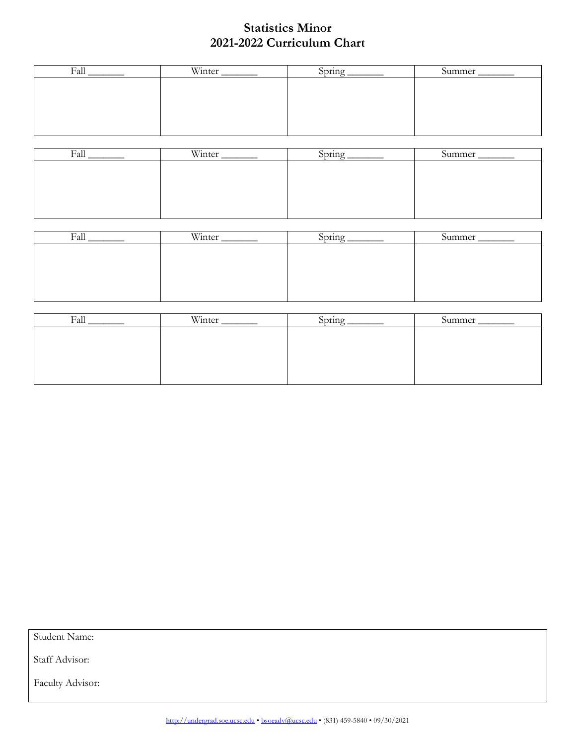# Statistics Minor
# 2021-2022 Curriculum Chart

| Fall _______ | Winter _______ | Spring _______ | Summer _______ |
|---|---|---|---|
| | | | |

| Fall _______ | Winter _______ | Spring _______ | Summer _______ |
|---|---|---|---|
| | | | |

| Fall _______ | Winter _______ | Spring _______ | Summer _______ |
|---|---|---|---|
| | | | |

| Fall _______ | Winter _______ | Spring _______ | Summer _______ |
|---|---|---|---|
| | | | |

Student Name:

Staff Advisor:

Faculty Advisor:

http://undergrad.soe.ucsc.edu • bsoeadv@ucsc.edu • (831) 459-5840 • 09/30/2021